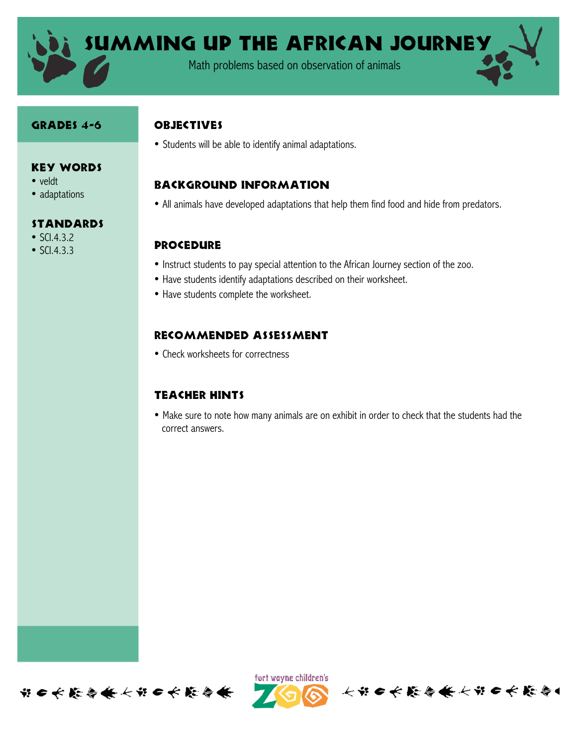# Summing Up the African Journey

Math problems based on observation of animals

## Grades 4-6

### Key Words

- veldt
- adaptations

### Standards

- SCI.4.3.2
- SCI.4.3.3

## Objectives

- Students will be able to identify animal adaptations.

## Background Information

- All animals have developed adaptations that help them find food and hide from predators.

## Procedure

- Instruct students to pay special attention to the African Journey section of the zoo.
- Have students identify adaptations described on their worksheet.
- Have students complete the worksheet.

## Recommended Assessment

- Check worksheets for correctness

## Teacher Hints

- Make sure to note how many animals are on exhibit in order to check that the students had the correct answers.

fort wayne children's Zoo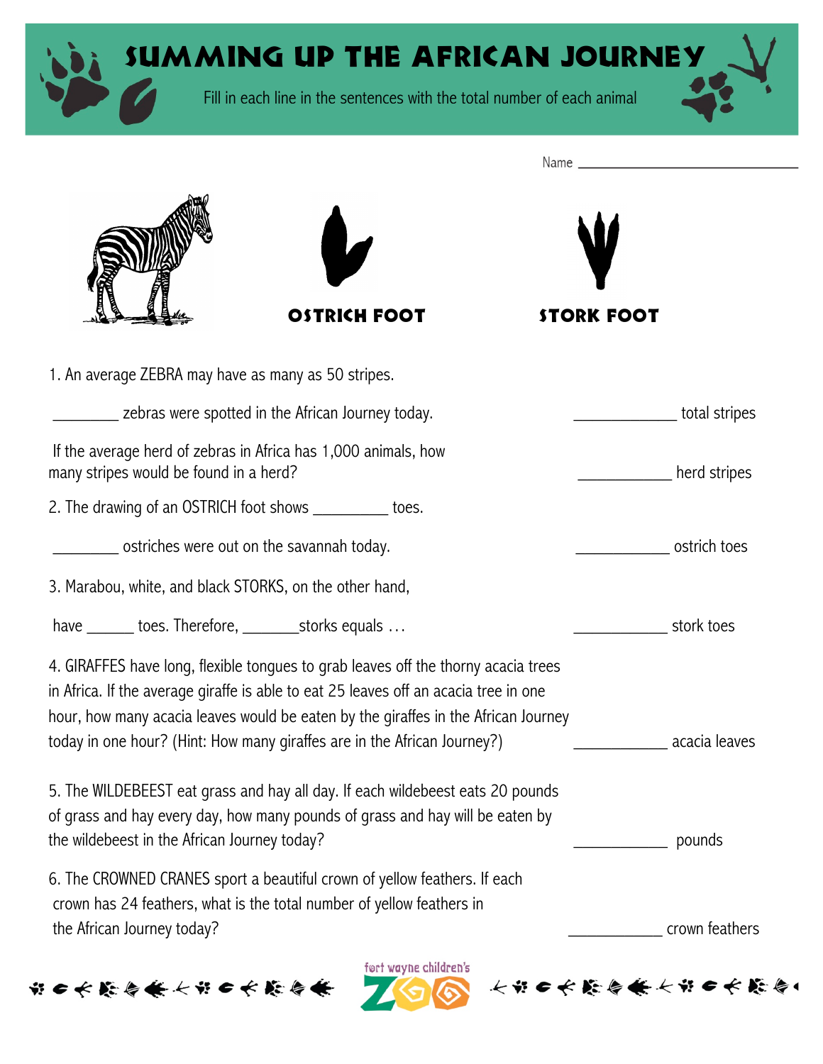# SUMMING UP THE AFRICAN JOURNEY

Fill in each line in the sentences with the total number of each animal

Name ______________________________

OSTRICH FOOT

STORK FOOT

1. An average ZEBRA may have as many as 50 stripes.

________ zebras were spotted in the African Journey today. ____________ total stripes

If the average herd of zebras in Africa has 1,000 animals, how many stripes would be found in a herd? ___________ herd stripes

2. The drawing of an OSTRICH foot shows _________ toes.

________ ostriches were out on the savannah today. ___________ ostrich toes

3. Marabou, white, and black STORKS, on the other hand,

have ______ toes. Therefore, _______storks equals … ___________ stork toes

4. GIRAFFES have long, flexible tongues to grab leaves off the thorny acacia trees in Africa. If the average giraffe is able to eat 25 leaves off an acacia tree in one hour, how many acacia leaves would be eaten by the giraffes in the African Journey today in one hour? (Hint: How many giraffes are in the African Journey?) ___________ acacia leaves

5. The WILDEBEEST eat grass and hay all day. If each wildebeest eats 20 pounds of grass and hay every day, how many pounds of grass and hay will be eaten by the wildebeest in the African Journey today? ___________ pounds

6. The CROWNED CRANES sport a beautiful crown of yellow feathers. If each crown has 24 feathers, what is the total number of yellow feathers in the African Journey today? ___________ crown feathers

fort wayne children's ZOO